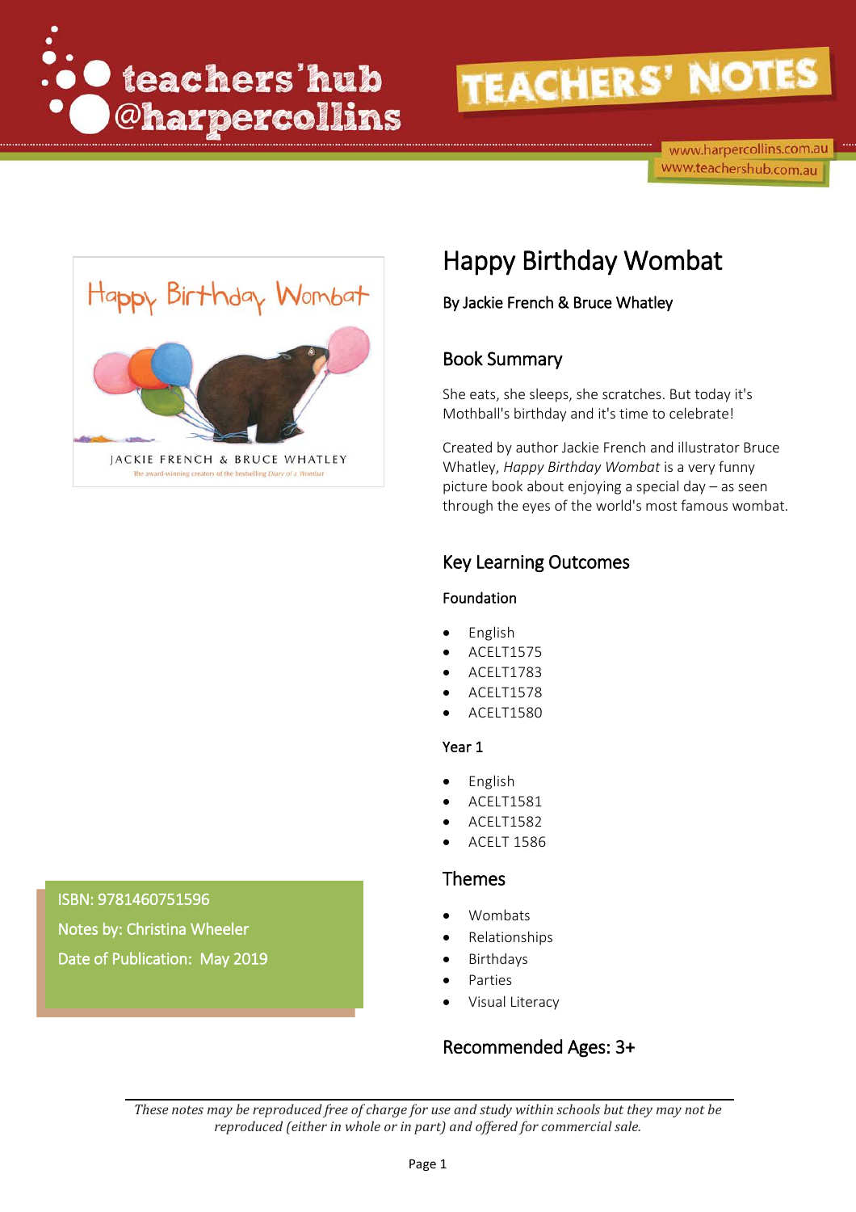teachers'hub @harpercollins

TEACHERS' NOTES

www.harpercollins.com.au
www.teachershub.com.au

# Happy Birthday Wombat

By Jackie French & Bruce Whatley

## Book Summary

She eats, she sleeps, she scratches. But today it's Mothball's birthday and it's time to celebrate!

Created by author Jackie French and illustrator Bruce Whatley, *Happy Birthday Wombat* is a very funny picture book about enjoying a special day – as seen through the eyes of the world's most famous wombat.

## Key Learning Outcomes

### Foundation

- English
- ACELT1575
- ACELT1783
- ACELT1578
- ACELT1580

### Year 1

- English
- ACELT1581
- ACELT1582
- ACELT 1586

## Themes

- Wombats
- Relationships
- Birthdays
- Parties
- Visual Literacy

## Recommended Ages: 3+

ISBN: 9781460751596

Notes by: Christina Wheeler

Date of Publication: May 2019

*These notes may be reproduced free of charge for use and study within schools but they may not be reproduced (either in whole or in part) and offered for commercial sale.*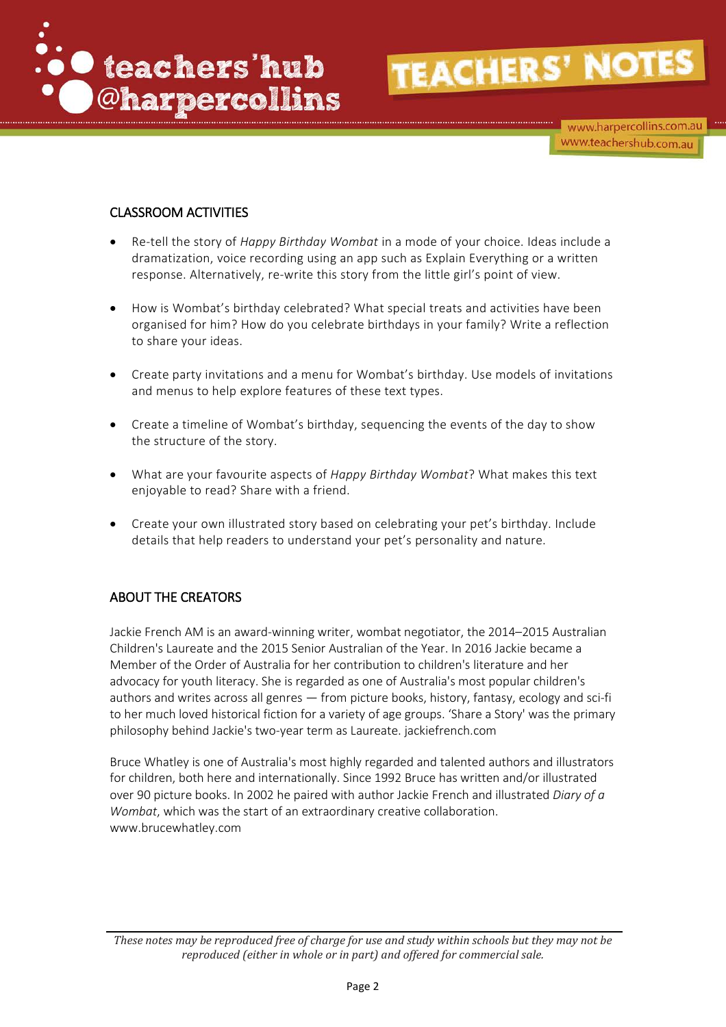## CLASSROOM ACTIVITIES

- Re-tell the story of *Happy Birthday Wombat* in a mode of your choice. Ideas include a dramatization, voice recording using an app such as Explain Everything or a written response. Alternatively, re-write this story from the little girl's point of view.
- How is Wombat's birthday celebrated? What special treats and activities have been organised for him? How do you celebrate birthdays in your family? Write a reflection to share your ideas.
- Create party invitations and a menu for Wombat's birthday. Use models of invitations and menus to help explore features of these text types.
- Create a timeline of Wombat's birthday, sequencing the events of the day to show the structure of the story.
- What are your favourite aspects of *Happy Birthday Wombat*? What makes this text enjoyable to read? Share with a friend.
- Create your own illustrated story based on celebrating your pet's birthday. Include details that help readers to understand your pet's personality and nature.

## ABOUT THE CREATORS

Jackie French AM is an award-winning writer, wombat negotiator, the 2014–2015 Australian Children's Laureate and the 2015 Senior Australian of the Year. In 2016 Jackie became a Member of the Order of Australia for her contribution to children's literature and her advocacy for youth literacy. She is regarded as one of Australia's most popular children's authors and writes across all genres — from picture books, history, fantasy, ecology and sci-fi to her much loved historical fiction for a variety of age groups. 'Share a Story' was the primary philosophy behind Jackie's two-year term as Laureate. jackiefrench.com

Bruce Whatley is one of Australia's most highly regarded and talented authors and illustrators for children, both here and internationally. Since 1992 Bruce has written and/or illustrated over 90 picture books. In 2002 he paired with author Jackie French and illustrated *Diary of a Wombat*, which was the start of an extraordinary creative collaboration. www.brucewhatley.com

*These notes may be reproduced free of charge for use and study within schools but they may not be reproduced (either in whole or in part) and offered for commercial sale.*